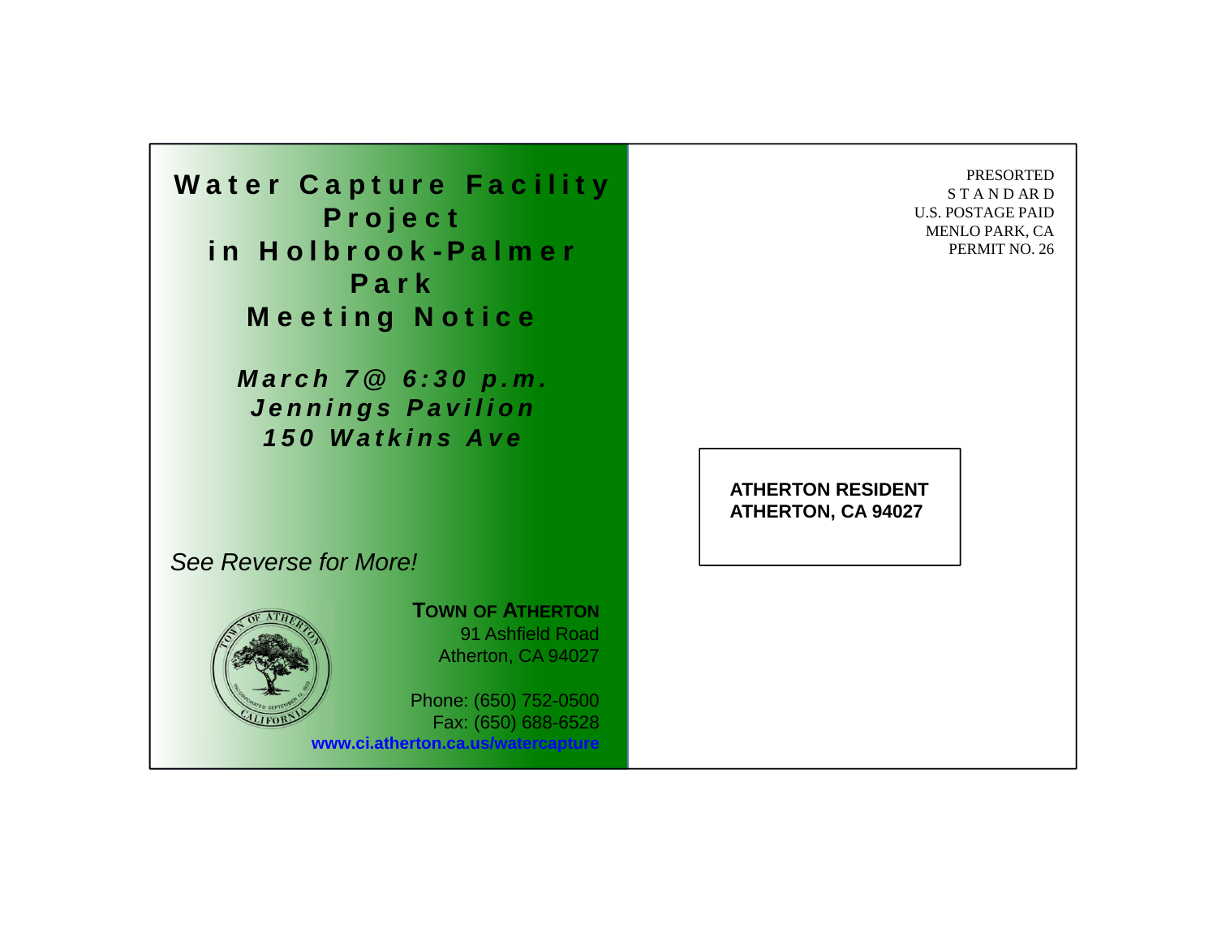# Water Capture Facility Project in Holbrook-Palmer Park Meeting Notice

***March 7@ 6:30 p.m.***
***Jennings Pavilion***
***150 Watkins Ave***

*See Reverse for More!*

**TOWN OF ATHERTON**
91 Ashfield Road
Atherton, CA 94027

Phone: (650) 752-0500
Fax: (650) 688-6528
**www.ci.atherton.ca.us/watercapture**

PRESORTED
STANDARD
U.S. POSTAGE PAID
MENLO PARK, CA
PERMIT NO. 26

**ATHERTON RESIDENT**
**ATHERTON, CA 94027**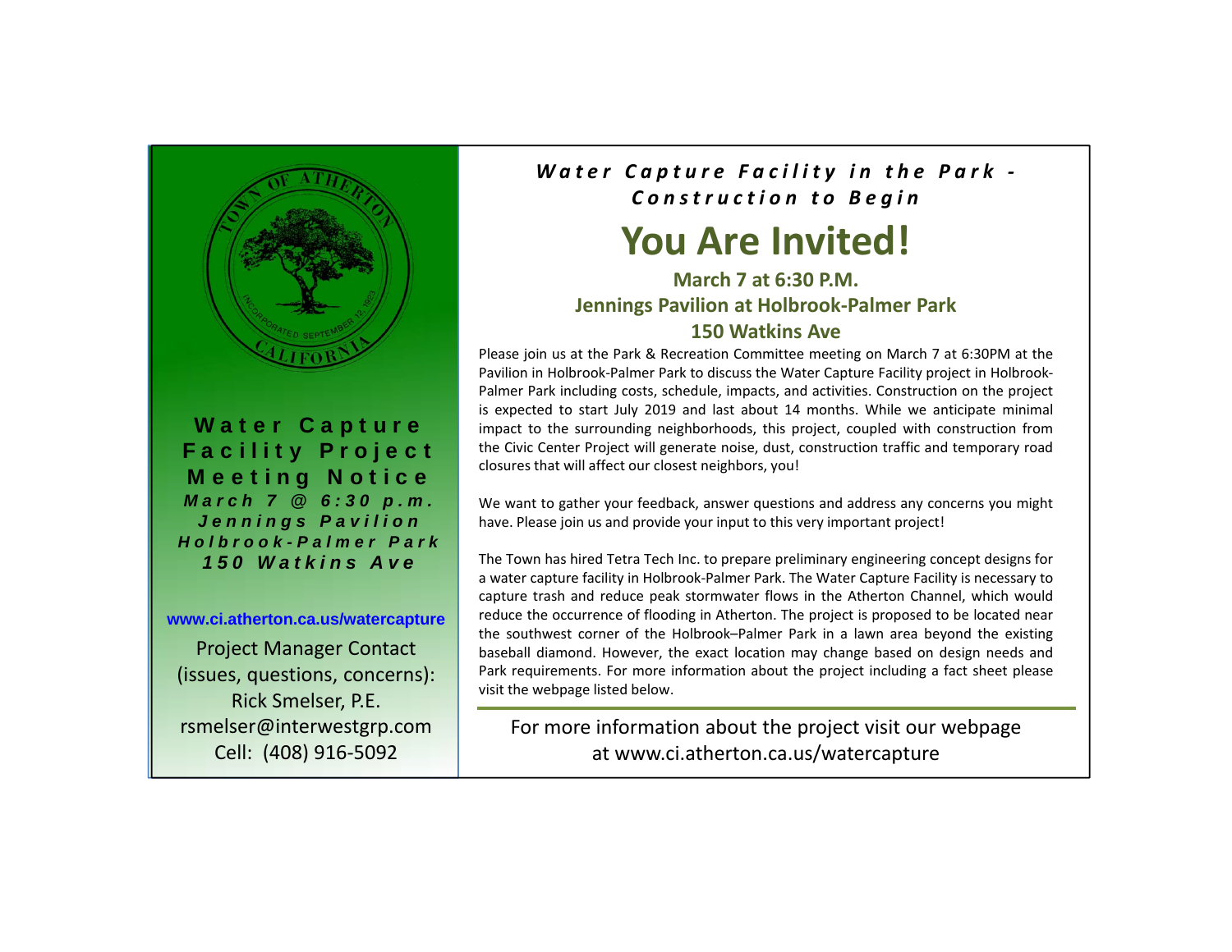**Water Capture Facility Project Meeting Notice**

*March 7 @ 6:30 p.m.*
*Jennings Pavilion*
*Holbrook-Palmer Park*
*150 Watkins Ave*

www.ci.atherton.ca.us/watercapture

Project Manager Contact (issues, questions, concerns):
Rick Smelser, P.E.
rsmelser@interwestgrp.com
Cell: (408) 916-5092

***Water Capture Facility in the Park - Construction to Begin***

# You Are Invited!

**March 7 at 6:30 P.M.**
**Jennings Pavilion at Holbrook-Palmer Park**
**150 Watkins Ave**

Please join us at the Park & Recreation Committee meeting on March 7 at 6:30PM at the Pavilion in Holbrook-Palmer Park to discuss the Water Capture Facility project in Holbrook-Palmer Park including costs, schedule, impacts, and activities. Construction on the project is expected to start July 2019 and last about 14 months. While we anticipate minimal impact to the surrounding neighborhoods, this project, coupled with construction from the Civic Center Project will generate noise, dust, construction traffic and temporary road closures that will affect our closest neighbors, you!

We want to gather your feedback, answer questions and address any concerns you might have. Please join us and provide your input to this very important project!

The Town has hired Tetra Tech Inc. to prepare preliminary engineering concept designs for a water capture facility in Holbrook-Palmer Park. The Water Capture Facility is necessary to capture trash and reduce peak stormwater flows in the Atherton Channel, which would reduce the occurrence of flooding in Atherton. The project is proposed to be located near the southwest corner of the Holbrook–Palmer Park in a lawn area beyond the existing baseball diamond. However, the exact location may change based on design needs and Park requirements. For more information about the project including a fact sheet please visit the webpage listed below.

For more information about the project visit our webpage at www.ci.atherton.ca.us/watercapture